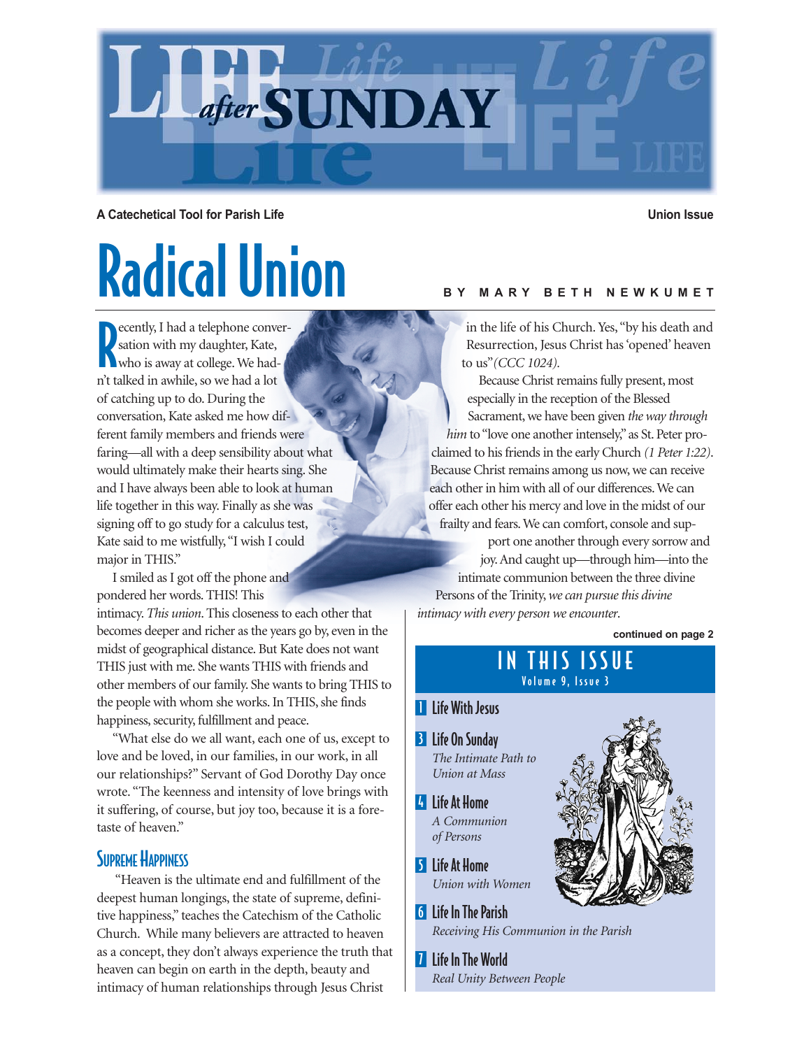# LIFE after SUNDAY

**A Catechetical Tool for Parish Life** **Union Issue**

# Radical Union

**BY MARY BETH NEWKUMET**

Recently, I had a telephone conversation with my daughter, Kate, who is away at college. We hadn't talked in awhile, so we had a lot of catching up to do. During the conversation, Kate asked me how different family members and friends were faring—all with a deep sensibility about what would ultimately make their hearts sing. She and I have always been able to look at human life together in this way. Finally as she was signing off to go study for a calculus test, Kate said to me wistfully, "I wish I could major in THIS."

I smiled as I got off the phone and pondered her words. THIS! This intimacy. *This union*. This closeness to each other that becomes deeper and richer as the years go by, even in the midst of geographical distance. But Kate does not want THIS just with me. She wants THIS with friends and other members of our family. She wants to bring THIS to the people with whom she works. In THIS, she finds happiness, security, fulfillment and peace.

"What else do we all want, each one of us, except to love and be loved, in our families, in our work, in all our relationships?" Servant of God Dorothy Day once wrote. "The keenness and intensity of love brings with it suffering, of course, but joy too, because it is a foretaste of heaven."

## Supreme Happiness

"Heaven is the ultimate end and fulfillment of the deepest human longings, the state of supreme, definitive happiness," teaches the Catechism of the Catholic Church. While many believers are attracted to heaven as a concept, they don't always experience the truth that heaven can begin on earth in the depth, beauty and intimacy of human relationships through Jesus Christ in the life of his Church. Yes, "by his death and Resurrection, Jesus Christ has 'opened' heaven to us" *(CCC 1024)*.

Because Christ remains fully present, most especially in the reception of the Blessed Sacrament, we have been given *the way through him* to "love one another intensely," as St. Peter proclaimed to his friends in the early Church *(1 Peter 1:22)*. Because Christ remains among us now, we can receive each other in him with all of our differences. We can offer each other his mercy and love in the midst of our frailty and fears. We can comfort, console and support one another through every sorrow and joy. And caught up—through him—into the intimate communion between the three divine Persons of the Trinity, *we can pursue this divine intimacy with every person we encounter*.

**continued on page 2**

## IN THIS ISSUE
**Volume 9, Issue 3**

- **1** Life With Jesus
- **3** Life On Sunday — *The Intimate Path to Union at Mass*
- **4** Life At Home — *A Communion of Persons*
- **5** Life At Home — *Union with Women*
- **6** Life In The Parish — *Receiving His Communion in the Parish*
- **7** Life In The World — *Real Unity Between People*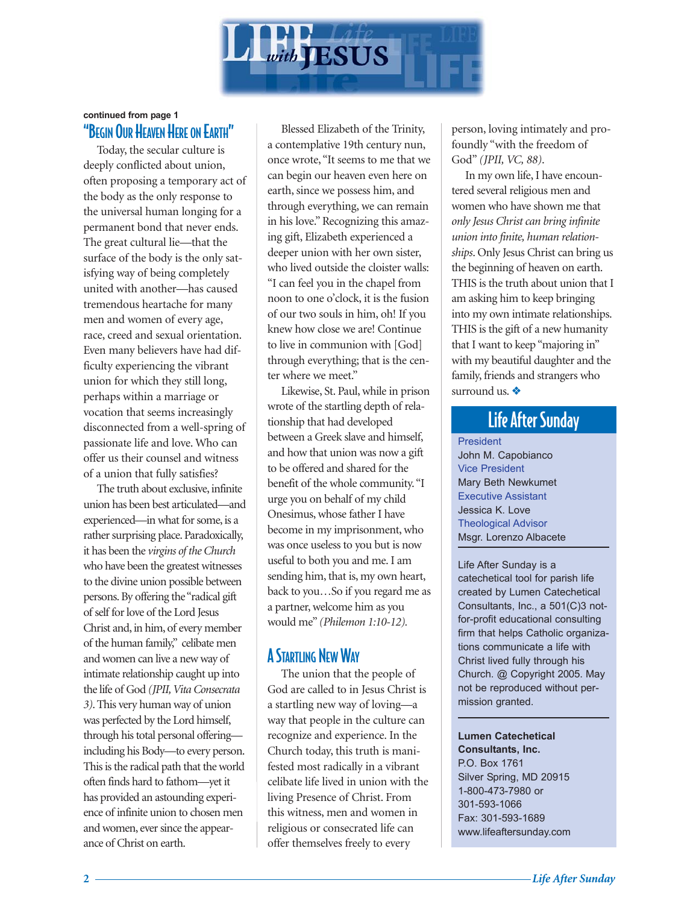# LIFE *with* JESUS

**continued from page 1**

## "Begin Our Heaven Here on Earth"

Today, the secular culture is deeply conflicted about union, often proposing a temporary act of the body as the only response to the universal human longing for a permanent bond that never ends. The great cultural lie—that the surface of the body is the only satisfying way of being completely united with another—has caused tremendous heartache for many men and women of every age, race, creed and sexual orientation. Even many believers have had difficulty experiencing the vibrant union for which they still long, perhaps within a marriage or vocation that seems increasingly disconnected from a well-spring of passionate life and love. Who can offer us their counsel and witness of a union that fully satisfies?

The truth about exclusive, infinite union has been best articulated—and experienced—in what for some, is a rather surprising place. Paradoxically, it has been the *virgins of the Church* who have been the greatest witnesses to the divine union possible between persons. By offering the "radical gift of self for love of the Lord Jesus Christ and, in him, of every member of the human family," celibate men and women can live a new way of intimate relationship caught up into the life of God *(JPII, Vita Consecrata 3)*. This very human way of union was perfected by the Lord himself, through his total personal offering—including his Body—to every person. This is the radical path that the world often finds hard to fathom—yet it has provided an astounding experience of infinite union to chosen men and women, ever since the appearance of Christ on earth.

Blessed Elizabeth of the Trinity, a contemplative 19th century nun, once wrote, "It seems to me that we can begin our heaven even here on earth, since we possess him, and through everything, we can remain in his love." Recognizing this amazing gift, Elizabeth experienced a deeper union with her own sister, who lived outside the cloister walls: "I can feel you in the chapel from noon to one o'clock, it is the fusion of our two souls in him, oh! If you knew how close we are! Continue to live in communion with [God] through everything; that is the center where we meet."

Likewise, St. Paul, while in prison wrote of the startling depth of relationship that had developed between a Greek slave and himself, and how that union was now a gift to be offered and shared for the benefit of the whole community. "I urge you on behalf of my child Onesimus, whose father I have become in my imprisonment, who was once useless to you but is now useful to both you and me. I am sending him, that is, my own heart, back to you…So if you regard me as a partner, welcome him as you would me" *(Philemon 1:10-12).*

## A Startling New Way

The union that the people of God are called to in Jesus Christ is a startling new way of loving—a way that people in the culture can recognize and experience. In the Church today, this truth is manifested most radically in a vibrant celibate life lived in union with the living Presence of Christ. From this witness, men and women in religious or consecrated life can offer themselves freely to every person, loving intimately and profoundly "with the freedom of God" *(JPII, VC, 88)*.

In my own life, I have encountered several religious men and women who have shown me that *only Jesus Christ can bring infinite union into finite, human relationships*. Only Jesus Christ can bring us the beginning of heaven on earth. THIS is the truth about union that I am asking him to keep bringing into my own intimate relationships. THIS is the gift of a new humanity that I want to keep "majoring in" with my beautiful daughter and the family, friends and strangers who surround us. ❖

## Life After Sunday

President
John M. Capobianco
Vice President
Mary Beth Newkumet
Executive Assistant
Jessica K. Love
Theological Advisor
Msgr. Lorenzo Albacete

Life After Sunday is a catechetical tool for parish life created by Lumen Catechetical Consultants, Inc., a 501(C)3 not-for-profit educational consulting firm that helps Catholic organizations communicate a life with Christ lived fully through his Church. @ Copyright 2005. May not be reproduced without permission granted.

**Lumen Catechetical Consultants, Inc.**
P.O. Box 1761
Silver Spring, MD 20915
1-800-473-7980 or
301-593-1066
Fax: 301-593-1689
www.lifeaftersunday.com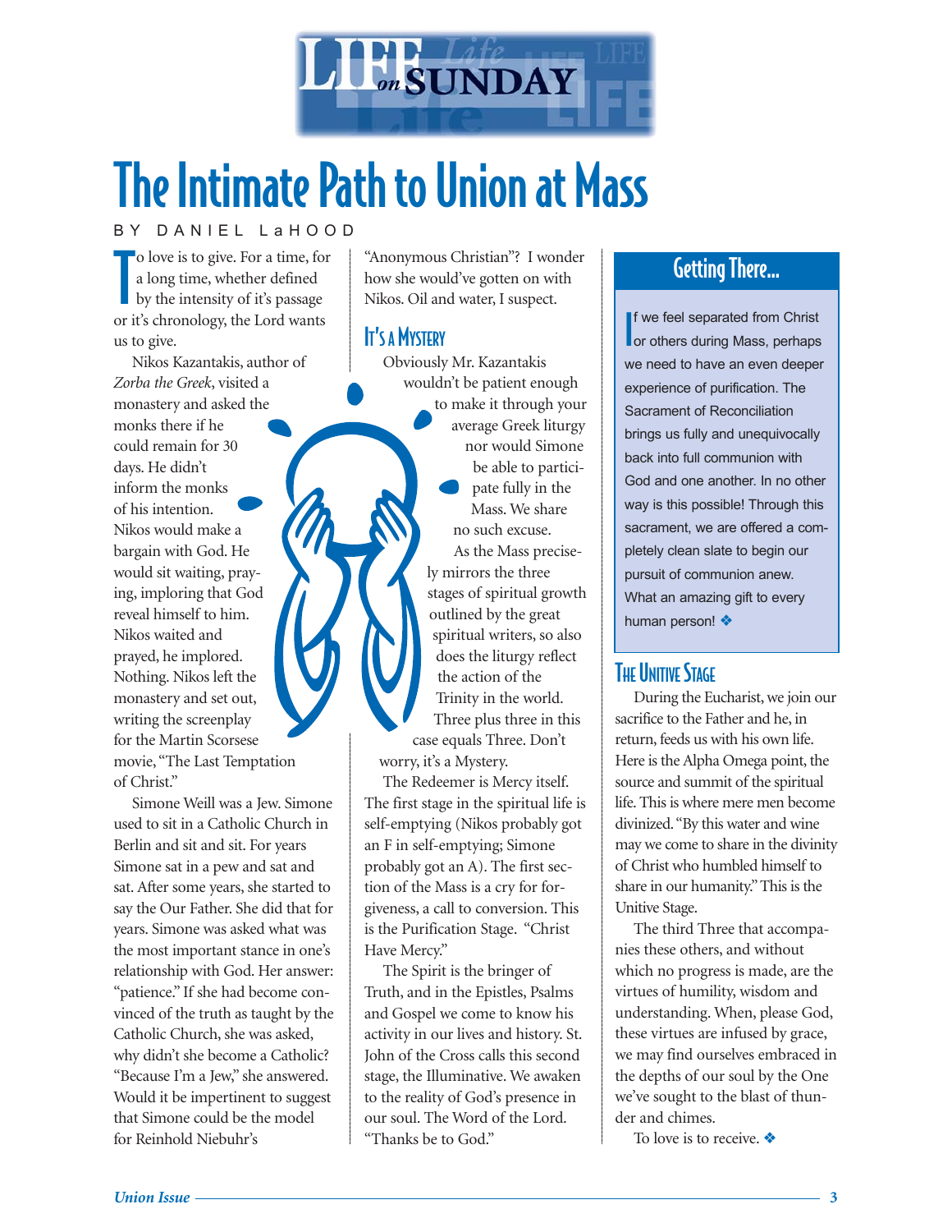# The Intimate Path to Union at Mass

BY DANIEL LaHOOD

To love is to give. For a time, for a long time, whether defined by the intensity of it's passage or it's chronology, the Lord wants us to give.

Nikos Kazantakis, author of *Zorba the Greek*, visited a monastery and asked the monks there if he could remain for 30 days. He didn't inform the monks of his intention. Nikos would make a bargain with God. He would sit waiting, praying, imploring that God reveal himself to him. Nikos waited and prayed, he implored. Nothing. Nikos left the monastery and set out, writing the screenplay for the Martin Scorsese movie, "The Last Temptation of Christ."

Simone Weill was a Jew. Simone used to sit in a Catholic Church in Berlin and sit and sit. For years Simone sat in a pew and sat and sat. After some years, she started to say the Our Father. She did that for years. Simone was asked what was the most important stance in one's relationship with God. Her answer: "patience." If she had become convinced of the truth as taught by the Catholic Church, she was asked, why didn't she become a Catholic? "Because I'm a Jew," she answered. Would it be impertinent to suggest that Simone could be the model for Reinhold Niebuhr's "Anonymous Christian"? I wonder how she would've gotten on with Nikos. Oil and water, I suspect.

## It's a Mystery

Obviously Mr. Kazantakis wouldn't be patient enough to make it through your average Greek liturgy nor would Simone be able to participate fully in the Mass. We share no such excuse.

As the Mass precisely mirrors the three stages of spiritual growth outlined by the great spiritual writers, so also does the liturgy reflect the action of the Trinity in the world. Three plus three in this case equals Three. Don't worry, it's a Mystery.

The Redeemer is Mercy itself. The first stage in the spiritual life is self-emptying (Nikos probably got an F in self-emptying; Simone probably got an A). The first section of the Mass is a cry for forgiveness, a call to conversion. This is the Purification Stage. "Christ Have Mercy."

The Spirit is the bringer of Truth, and in the Epistles, Psalms and Gospel we come to know his activity in our lives and history. St. John of the Cross calls this second stage, the Illuminative. We awaken to the reality of God's presence in our soul. The Word of the Lord. "Thanks be to God."

## Getting There...

If we feel separated from Christ or others during Mass, perhaps we need to have an even deeper experience of purification. The Sacrament of Reconciliation brings us fully and unequivocally back into full communion with God and one another. In no other way is this possible! Through this sacrament, we are offered a completely clean slate to begin our pursuit of communion anew. What an amazing gift to every human person! ❖

## The Unitive Stage

During the Eucharist, we join our sacrifice to the Father and he, in return, feeds us with his own life. Here is the Alpha Omega point, the source and summit of the spiritual life. This is where mere men become divinized. "By this water and wine may we come to share in the divinity of Christ who humbled himself to share in our humanity." This is the Unitive Stage.

The third Three that accompanies these others, and without which no progress is made, are the virtues of humility, wisdom and understanding. When, please God, these virtues are infused by grace, we may find ourselves embraced in the depths of our soul by the One we've sought to the blast of thunder and chimes.

To love is to receive. ❖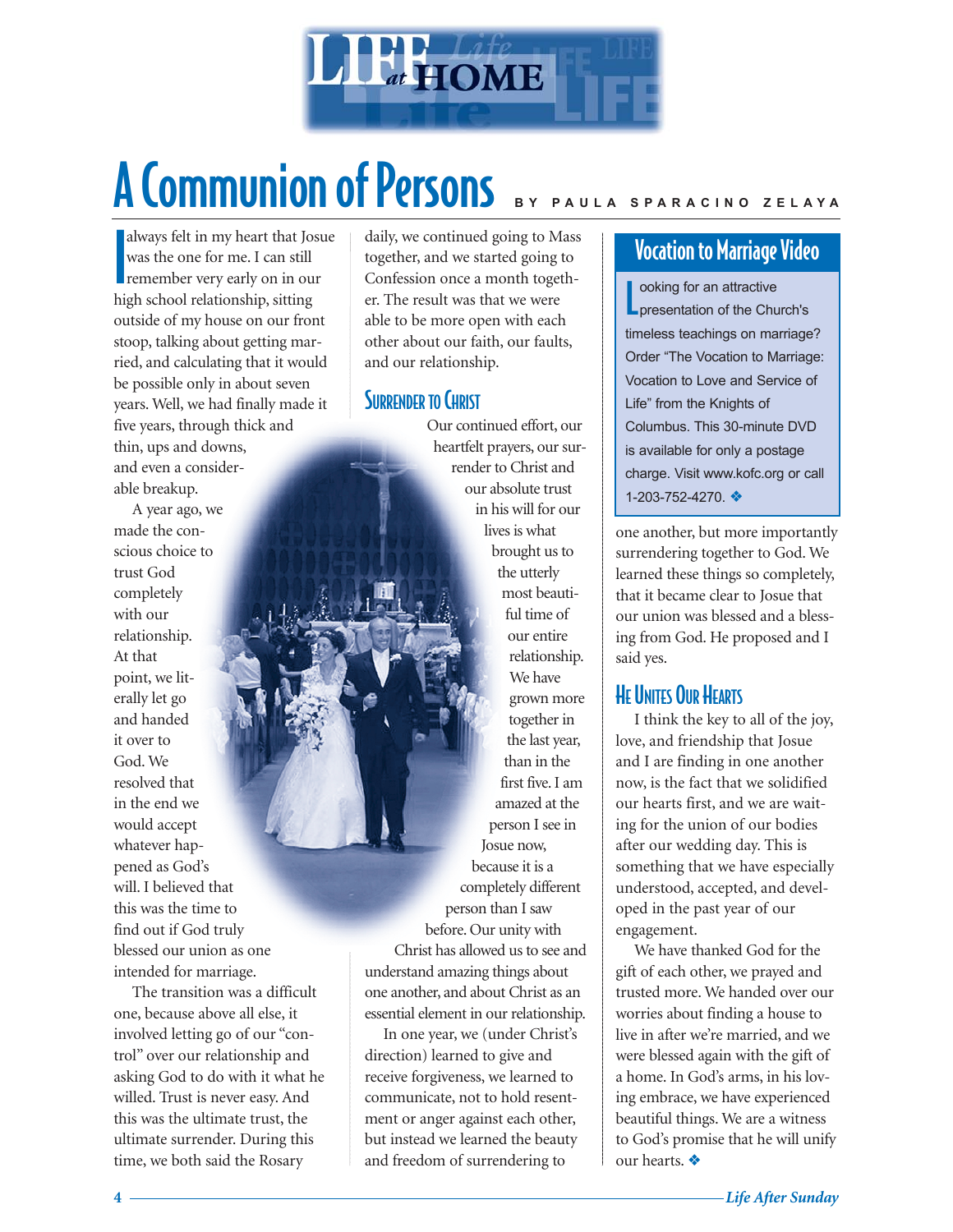# A Communion of Persons

BY PAULA SPARACINO ZELAYA

I always felt in my heart that Josue was the one for me. I can still remember very early on in our high school relationship, sitting outside of my house on our front stoop, talking about getting married, and calculating that it would be possible only in about seven years. Well, we had finally made it five years, through thick and thin, ups and downs, and even a considerable breakup.

A year ago, we made the conscious choice to trust God completely with our relationship. At that point, we literally let go and handed it over to God. We resolved that in the end we would accept whatever happened as God's will. I believed that this was the time to find out if God truly blessed our union as one intended for marriage.

The transition was a difficult one, because above all else, it involved letting go of our "control" over our relationship and asking God to do with it what he willed. Trust is never easy. And this was the ultimate trust, the ultimate surrender. During this time, we both said the Rosary daily, we continued going to Mass together, and we started going to Confession once a month together. The result was that we were able to be more open with each other about our faith, our faults, and our relationship.

## Surrender to Christ

Our continued effort, our heartfelt prayers, our surrender to Christ and our absolute trust in his will for our lives is what brought us to the utterly most beautiful time of our entire relationship. We have grown more together in the last year, than in the first five. I am amazed at the person I see in Josue now, because it is a completely different person than I saw before. Our unity with Christ has allowed us to see and understand amazing things about one another, and about Christ as an essential element in our relationship.

In one year, we (under Christ's direction) learned to give and receive forgiveness, we learned to communicate, not to hold resentment or anger against each other, but instead we learned the beauty and freedom of surrendering to one another, but more importantly surrendering together to God. We learned these things so completely, that it became clear to Josue that our union was blessed and a blessing from God. He proposed and I said yes.

## He Unites Our Hearts

I think the key to all of the joy, love, and friendship that Josue and I are finding in one another now, is the fact that we solidified our hearts first, and we are waiting for the union of our bodies after our wedding day. This is something that we have especially understood, accepted, and developed in the past year of our engagement.

We have thanked God for the gift of each other, we prayed and trusted more. We handed over our worries about finding a house to live in after we're married, and we were blessed again with the gift of a home. In God's arms, in his loving embrace, we have experienced beautiful things. We are a witness to God's promise that he will unify our hearts. ❖

## Vocation to Marriage Video

Looking for an attractive presentation of the Church's timeless teachings on marriage? Order "The Vocation to Marriage: Vocation to Love and Service of Life" from the Knights of Columbus. This 30-minute DVD is available for only a postage charge. Visit www.kofc.org or call 1-203-752-4270. ❖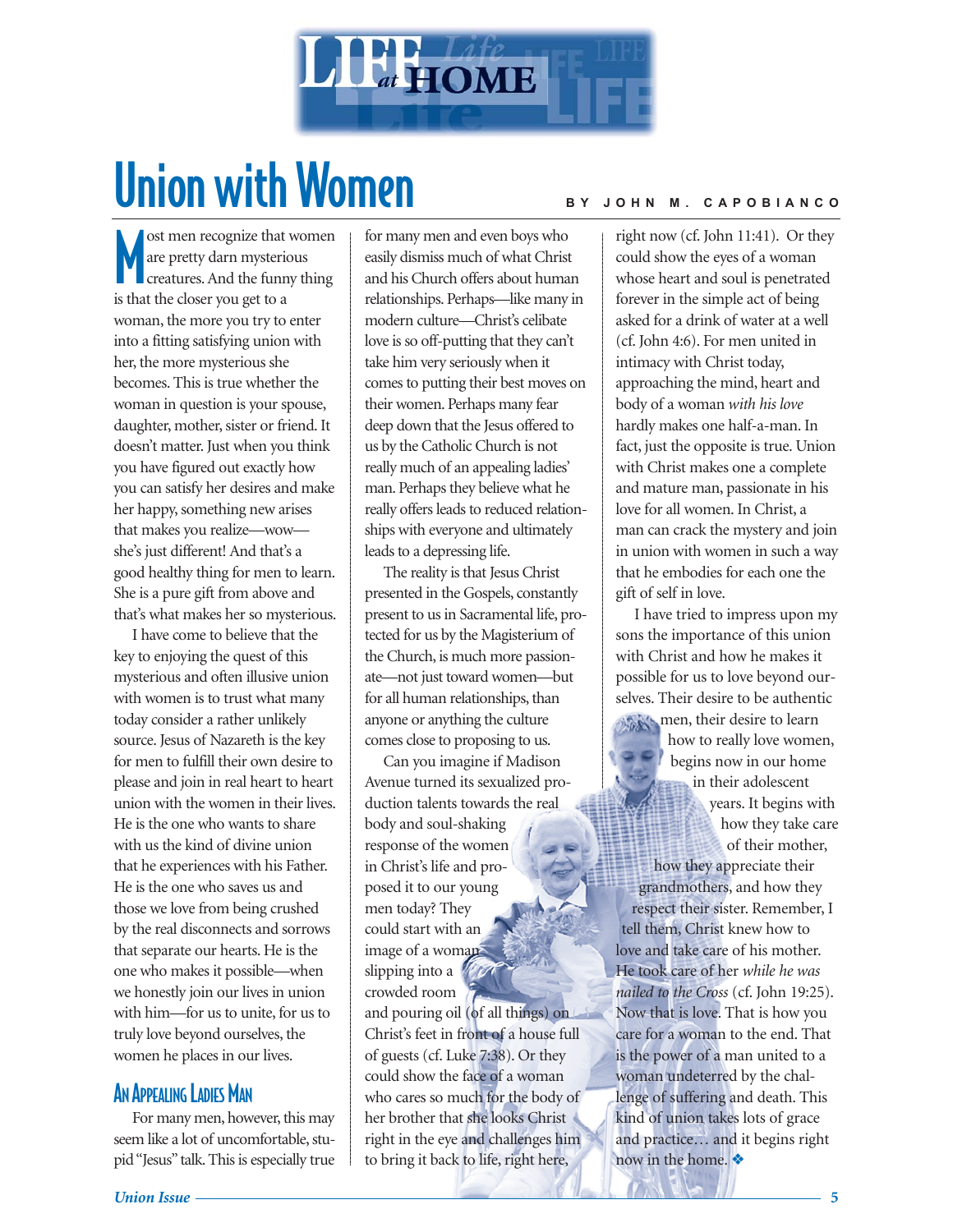# LIFE at HOME

## Union with Women

BY JOHN M. CAPOBIANCO

Most men recognize that women are pretty darn mysterious creatures. And the funny thing is that the closer you get to a woman, the more you try to enter into a fitting satisfying union with her, the more mysterious she becomes. This is true whether the woman in question is your spouse, daughter, mother, sister or friend. It doesn't matter. Just when you think you have figured out exactly how you can satisfy her desires and make her happy, something new arises that makes you realize—wow—she's just different! And that's a good healthy thing for men to learn. She is a pure gift from above and that's what makes her so mysterious.

I have come to believe that the key to enjoying the quest of this mysterious and often illusive union with women is to trust what many today consider a rather unlikely source. Jesus of Nazareth is the key for men to fulfill their own desire to please and join in real heart to heart union with the women in their lives. He is the one who wants to share with us the kind of divine union that he experiences with his Father. He is the one who saves us and those we love from being crushed by the real disconnects and sorrows that separate our hearts. He is the one who makes it possible—when we honestly join our lives in union with him—for us to unite, for us to truly love beyond ourselves, the women he places in our lives.

### An Appealing Ladies Man

For many men, however, this may seem like a lot of uncomfortable, stupid "Jesus" talk. This is especially true for many men and even boys who easily dismiss much of what Christ and his Church offers about human relationships. Perhaps—like many in modern culture—Christ's celibate love is so off-putting that they can't take him very seriously when it comes to putting their best moves on their women. Perhaps many fear deep down that the Jesus offered to us by the Catholic Church is not really much of an appealing ladies' man. Perhaps they believe what he really offers leads to reduced relationships with everyone and ultimately leads to a depressing life.

The reality is that Jesus Christ presented in the Gospels, constantly present to us in Sacramental life, protected for us by the Magisterium of the Church, is much more passionate—not just toward women—but for all human relationships, than anyone or anything the culture comes close to proposing to us.

Can you imagine if Madison Avenue turned its sexualized production talents towards the real body and soul-shaking response of the women in Christ's life and proposed it to our young men today? They could start with an image of a woman slipping into a crowded room and pouring oil (of all things) on Christ's feet in front of a house full of guests (cf. Luke 7:38). Or they could show the face of a woman who cares so much for the body of her brother that she looks Christ right in the eye and challenges him to bring it back to life, right here, right now (cf. John 11:41). Or they could show the eyes of a woman whose heart and soul is penetrated forever in the simple act of being asked for a drink of water at a well (cf. John 4:6). For men united in intimacy with Christ today, approaching the mind, heart and body of a woman *with his love* hardly makes one half-a-man. In fact, just the opposite is true. Union with Christ makes one a complete and mature man, passionate in his love for all women. In Christ, a man can crack the mystery and join in union with women in such a way that he embodies for each one the gift of self in love.

I have tried to impress upon my sons the importance of this union with Christ and how he makes it possible for us to love beyond ourselves. Their desire to be authentic men, their desire to learn how to really love women, begins now in our home in their adolescent years. It begins with how they take care of their mother, how they appreciate their grandmothers, and how they respect their sister. Remember, I tell them, Christ knew how to love and take care of his mother. He took care of her *while he was nailed to the Cross* (cf. John 19:25). Now that is love. That is how you care for a woman to the end. That is the power of a man united to a woman undeterred by the challenge of suffering and death. This kind of union takes lots of grace and practice… and it begins right now in the home. ❖

*Union Issue*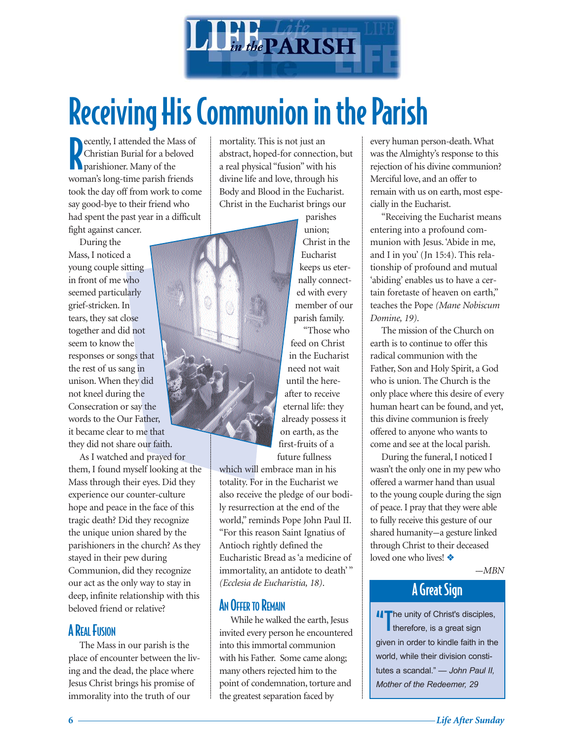# Receiving His Communion in the Parish

Recently, I attended the Mass of Christian Burial for a beloved parishioner. Many of the woman's long-time parish friends took the day off from work to come say good-bye to their friend who had spent the past year in a difficult fight against cancer.

During the Mass, I noticed a young couple sitting in front of me who seemed particularly grief-stricken. In tears, they sat close together and did not seem to know the responses or songs that the rest of us sang in unison. When they did not kneel during the Consecration or say the words to the Our Father, it became clear to me that they did not share our faith.

As I watched and prayed for them, I found myself looking at the Mass through their eyes. Did they experience our counter-culture hope and peace in the face of this tragic death? Did they recognize the unique union shared by the parishioners in the church? As they stayed in their pew during Communion, did they recognize our act as the only way to stay in deep, infinite relationship with this beloved friend or relative?

## A Real Fusion

The Mass in our parish is the place of encounter between the living and the dead, the place where Jesus Christ brings his promise of immorality into the truth of our mortality. This is not just an abstract, hoped-for connection, but a real physical "fusion" with his divine life and love, through his Body and Blood in the Eucharist. Christ in the Eucharist brings our parishes union; Christ in the Eucharist keeps us eternally connected with every member of our parish family.

"Those who feed on Christ in the Eucharist need not wait until the hereafter to receive eternal life: they already possess it on earth, as the first-fruits of a future fullness which will embrace man in his totality. For in the Eucharist we also receive the pledge of our bodily resurrection at the end of the world," reminds Pope John Paul II. "For this reason Saint Ignatius of Antioch rightly defined the Eucharistic Bread as 'a medicine of immortality, an antidote to death'" *(Ecclesia de Eucharistia, 18)*.

## An Offer to Remain

While he walked the earth, Jesus invited every person he encountered into this immortal communion with his Father. Some came along; many others rejected him to the point of condemnation, torture and the greatest separation faced by every human person-death. What was the Almighty's response to this rejection of his divine communion? Merciful love, and an offer to remain with us on earth, most especially in the Eucharist.

"Receiving the Eucharist means entering into a profound communion with Jesus. 'Abide in me, and I in you' (Jn 15:4). This relationship of profound and mutual 'abiding' enables us to have a certain foretaste of heaven on earth," teaches the Pope *(Mane Nobiscum Domine, 19)*.

The mission of the Church on earth is to continue to offer this radical communion with the Father, Son and Holy Spirit, a God who is union. The Church is the only place where this desire of every human heart can be found, and yet, this divine communion is freely offered to anyone who wants to come and see at the local parish.

During the funeral, I noticed I wasn't the only one in my pew who offered a warmer hand than usual to the young couple during the sign of peace. I pray that they were able to fully receive this gesture of our shared humanity—a gesture linked through Christ to their deceased loved one who lives! ❖

—MBN

## A Great Sign

"The unity of Christ's disciples, therefore, is a great sign given in order to kindle faith in the world, while their division constitutes a scandal." — *John Paul II, Mother of the Redeemer, 29*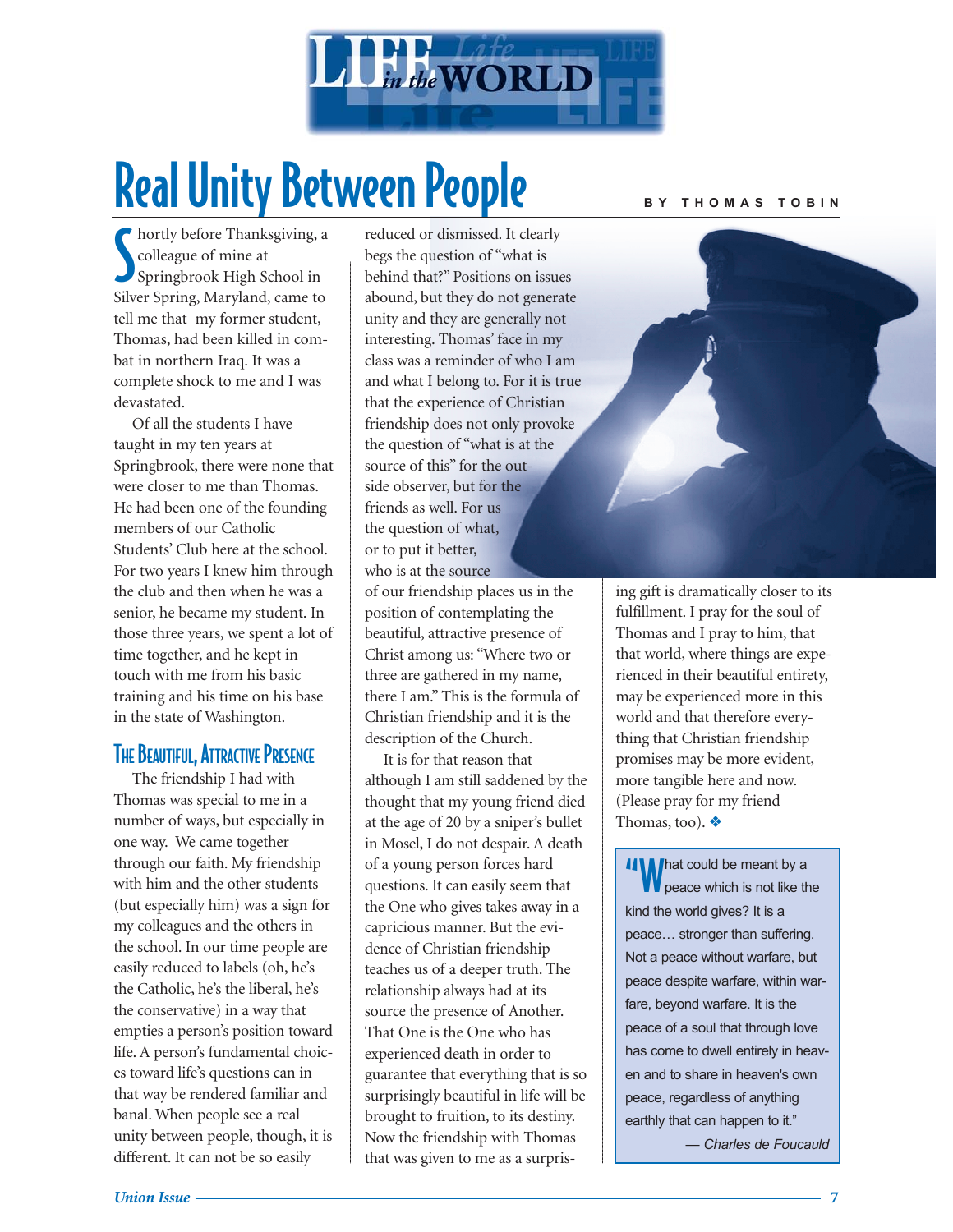# Real Unity Between People

**BY THOMAS TOBIN**

Shortly before Thanksgiving, a colleague of mine at Springbrook High School in Silver Spring, Maryland, came to tell me that my former student, Thomas, had been killed in combat in northern Iraq. It was a complete shock to me and I was devastated.

Of all the students I have taught in my ten years at Springbrook, there were none that were closer to me than Thomas. He had been one of the founding members of our Catholic Students' Club here at the school. For two years I knew him through the club and then when he was a senior, he became my student. In those three years, we spent a lot of time together, and he kept in touch with me from his basic training and his time on his base in the state of Washington.

## The Beautiful, Attractive Presence

The friendship I had with Thomas was special to me in a number of ways, but especially in one way. We came together through our faith. My friendship with him and the other students (but especially him) was a sign for my colleagues and the others in the school. In our time people are easily reduced to labels (oh, he's the Catholic, he's the liberal, he's the conservative) in a way that empties a person's position toward life. A person's fundamental choices toward life's questions can in that way be rendered familiar and banal. When people see a real unity between people, though, it is different. It can not be so easily reduced or dismissed. It clearly begs the question of "what is behind that?" Positions on issues abound, but they do not generate unity and they are generally not interesting. Thomas' face in my class was a reminder of who I am and what I belong to. For it is true that the experience of Christian friendship does not only provoke the question of "what is at the source of this" for the outside observer, but for the friends as well. For us the question of what, or to put it better, who is at the source of our friendship places us in the position of contemplating the beautiful, attractive presence of Christ among us: "Where two or three are gathered in my name, there I am." This is the formula of Christian friendship and it is the description of the Church.

It is for that reason that although I am still saddened by the thought that my young friend died at the age of 20 by a sniper's bullet in Mosel, I do not despair. A death of a young person forces hard questions. It can easily seem that the One who gives takes away in a capricious manner. But the evidence of Christian friendship teaches us of a deeper truth. The relationship always had at its source the presence of Another. That One is the One who has experienced death in order to guarantee that everything that is so surprisingly beautiful in life will be brought to fruition, to its destiny. Now the friendship with Thomas that was given to me as a surprising gift is dramatically closer to its fulfillment. I pray for the soul of Thomas and I pray to him, that that world, where things are experienced in their beautiful entirety, may be experienced more in this world and that therefore everything that Christian friendship promises may be more evident, more tangible here and now. (Please pray for my friend Thomas, too). ❖

> "What could be meant by a peace which is not like the kind the world gives? It is a peace… stronger than suffering. Not a peace without warfare, but peace despite warfare, within warfare, beyond warfare. It is the peace of a soul that through love has come to dwell entirely in heaven and to share in heaven's own peace, regardless of anything earthly that can happen to it."
>
> — *Charles de Foucauld*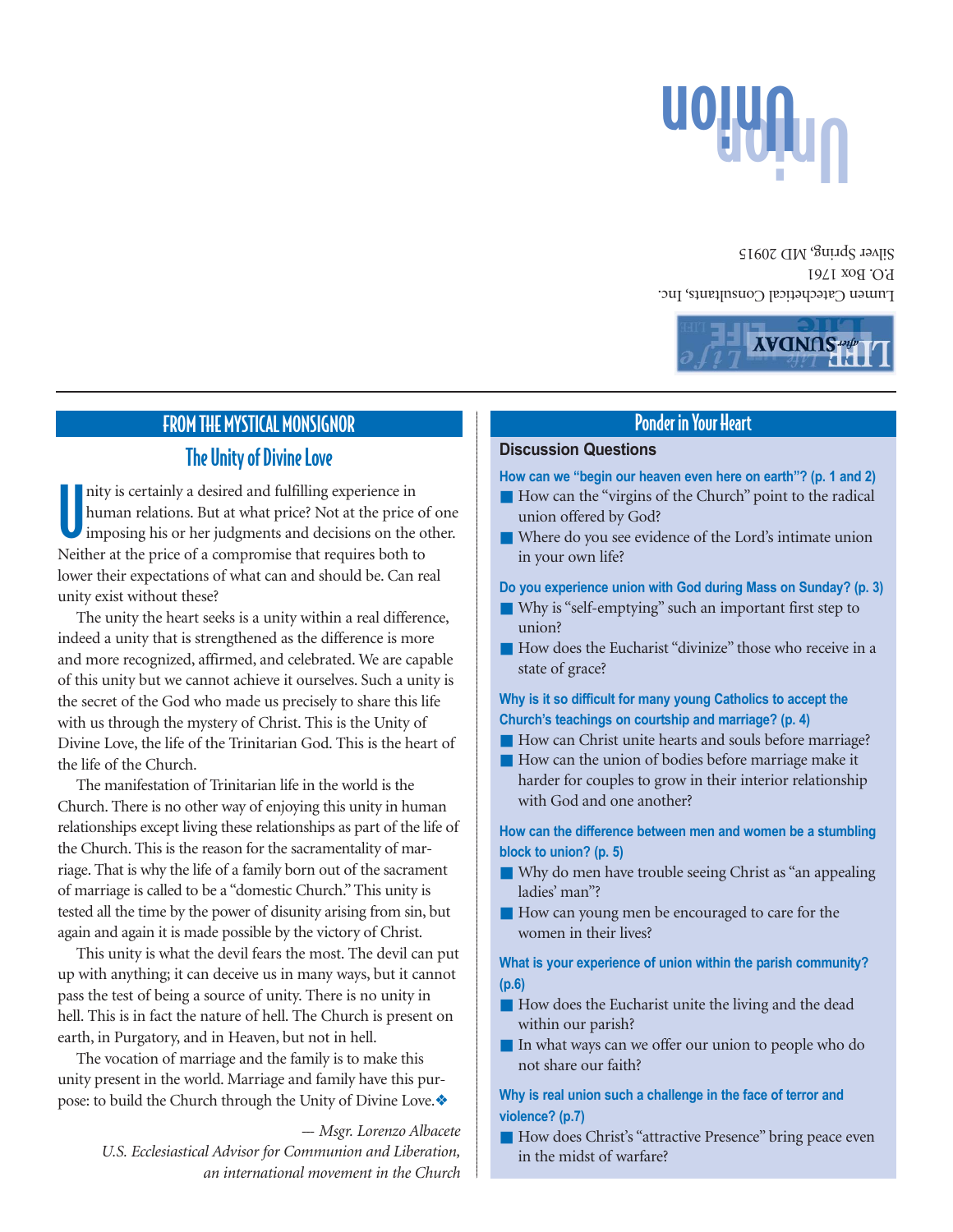Union

Lumen Catechetical Consultants, Inc.
P.O. Box 1761
Silver Spring, MD 20915

LIFE *after* SUNDAY

## FROM THE MYSTICAL MONSIGNOR

### The Unity of Divine Love

Unity is certainly a desired and fulfilling experience in human relations. But at what price? Not at the price of one imposing his or her judgments and decisions on the other. Neither at the price of a compromise that requires both to lower their expectations of what can and should be. Can real unity exist without these?

The unity the heart seeks is a unity within a real difference, indeed a unity that is strengthened as the difference is more and more recognized, affirmed, and celebrated. We are capable of this unity but we cannot achieve it ourselves. Such a unity is the secret of the God who made us precisely to share this life with us through the mystery of Christ. This is the Unity of Divine Love, the life of the Trinitarian God. This is the heart of the life of the Church.

The manifestation of Trinitarian life in the world is the Church. There is no other way of enjoying this unity in human relationships except living these relationships as part of the life of the Church. This is the reason for the sacramentality of marriage. That is why the life of a family born out of the sacrament of marriage is called to be a "domestic Church." This unity is tested all the time by the power of disunity arising from sin, but again and again it is made possible by the victory of Christ.

This unity is what the devil fears the most. The devil can put up with anything; it can deceive us in many ways, but it cannot pass the test of being a source of unity. There is no unity in hell. This is in fact the nature of hell. The Church is present on earth, in Purgatory, and in Heaven, but not in hell.

The vocation of marriage and the family is to make this unity present in the world. Marriage and family have this purpose: to build the Church through the Unity of Divine Love.❖

*— Msgr. Lorenzo Albacete*
*U.S. Ecclesiastical Advisor for Communion and Liberation, an international movement in the Church*

## Ponder in Your Heart

### Discussion Questions

**How can we "begin our heaven even here on earth"? (p. 1 and 2)**

- How can the "virgins of the Church" point to the radical union offered by God?
- Where do you see evidence of the Lord's intimate union in your own life?

**Do you experience union with God during Mass on Sunday? (p. 3)**

- Why is "self-emptying" such an important first step to union?
- How does the Eucharist "divinize" those who receive in a state of grace?

**Why is it so difficult for many young Catholics to accept the Church's teachings on courtship and marriage? (p. 4)**

- How can Christ unite hearts and souls before marriage?
- How can the union of bodies before marriage make it harder for couples to grow in their interior relationship with God and one another?

**How can the difference between men and women be a stumbling block to union? (p. 5)**

- Why do men have trouble seeing Christ as "an appealing ladies' man"?
- How can young men be encouraged to care for the women in their lives?

**What is your experience of union within the parish community? (p.6)**

- How does the Eucharist unite the living and the dead within our parish?
- In what ways can we offer our union to people who do not share our faith?

**Why is real union such a challenge in the face of terror and violence? (p.7)**

- How does Christ's "attractive Presence" bring peace even in the midst of warfare?